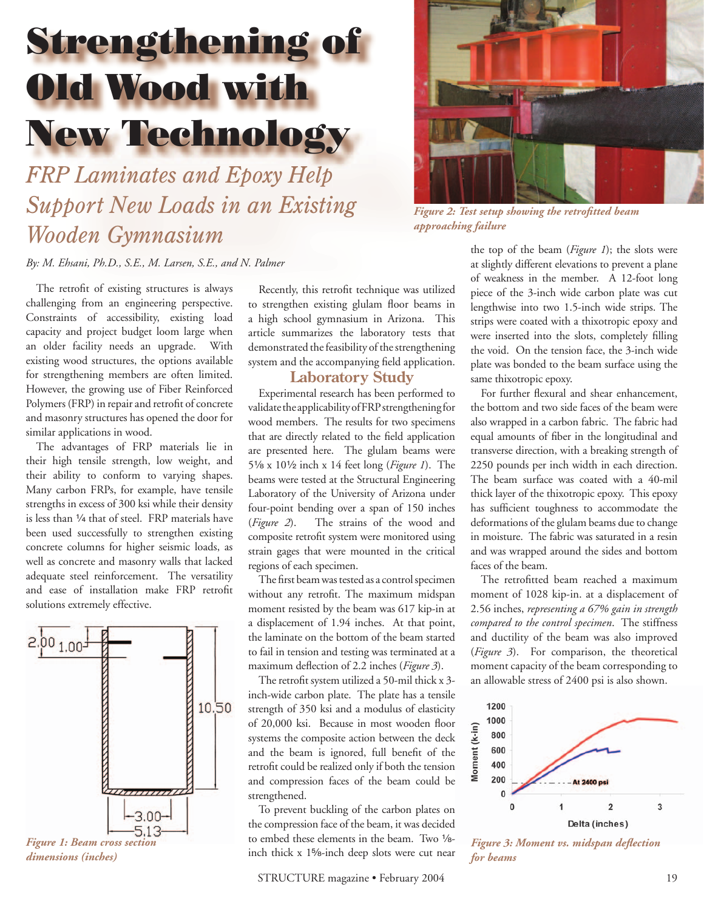# Strengthening of Old Wood with New Technology

## *FRP Laminates and Epoxy Help Support New Loads in an Existing Wooden Gymnasium*

*By: M. Ehsani, Ph.D., S.E., M. Larsen, S.E., and N. Palmer*

The retrofit of existing structures is always challenging from an engineering perspective. Constraints of accessibility, existing load capacity and project budget loom large when an older facility needs an upgrade. With existing wood structures, the options available for strengthening members are often limited. However, the growing use of Fiber Reinforced Polymers (FRP) in repair and retrofit of concrete and masonry structures has opened the door for similar applications in wood.

The advantages of FRP materials lie in their high tensile strength, low weight, and their ability to conform to varying shapes. Many carbon FRPs, for example, have tensile strengths in excess of 300 ksi while their density is less than ¼ that of steel. FRP materials have been used successfully to strengthen existing concrete columns for higher seismic loads, as well as concrete and masonry walls that lacked adequate steel reinforcement. The versatility and ease of installation make FRP retrofit solutions extremely effective.

*Figure 1: Beam cross section dimensions (inches)*

Recently, this retrofit technique was utilized to strengthen existing glulam floor beams in a high school gymnasium in Arizona. This article summarizes the laboratory tests that demonstrated the feasibility of the strengthening system and the accompanying field application.

### Laboratory Study

Experimental research has been performed to validate the applicability of FRP strengthening for wood members. The results for two specimens that are directly related to the field application are presented here. The glulam beams were 5⅛ x 10½ inch x 14 feet long (*Figure 1*). The beams were tested at the Structural Engineering Laboratory of the University of Arizona under four-point bending over a span of 150 inches (*Figure 2*). The strains of the wood and composite retrofit system were monitored using strain gages that were mounted in the critical regions of each specimen.

The first beam was tested as a control specimen without any retrofit. The maximum midspan moment resisted by the beam was 617 kip-in at a displacement of 1.94 inches. At that point, the laminate on the bottom of the beam started to fail in tension and testing was terminated at a maximum deflection of 2.2 inches (*Figure 3*).

The retrofit system utilized a 50-mil thick x 3-inch-wide carbon plate. The plate has a tensile strength of 350 ksi and a modulus of elasticity of 20,000 ksi. Because in most wooden floor systems the composite action between the deck and the beam is ignored, full benefit of the retrofit could be realized only if both the tension and compression faces of the beam could be strengthened.

To prevent buckling of the carbon plates on the compression face of the beam, it was decided to embed these elements in the beam. Two ⅛-inch thick x 1⅝-inch deep slots were cut near the top of the beam (*Figure 1*); the slots were at slightly different elevations to prevent a plane of weakness in the member. A 12-foot long piece of the 3-inch wide carbon plate was cut lengthwise into two 1.5-inch wide strips. The strips were coated with a thixotropic epoxy and were inserted into the slots, completely filling the void. On the tension face, the 3-inch wide plate was bonded to the beam surface using the same thixotropic epoxy.

*Figure 2: Test setup showing the retrofitted beam approaching failure*

For further flexural and shear enhancement, the bottom and two side faces of the beam were also wrapped in a carbon fabric. The fabric had equal amounts of fiber in the longitudinal and transverse direction, with a breaking strength of 2250 pounds per inch width in each direction. The beam surface was coated with a 40-mil thick layer of the thixotropic epoxy. This epoxy has sufficient toughness to accommodate the deformations of the glulam beams due to change in moisture. The fabric was saturated in a resin and was wrapped around the sides and bottom faces of the beam.

The retrofitted beam reached a maximum moment of 1028 kip-in. at a displacement of 2.56 inches, *representing a 67% gain in strength compared to the control specimen*. The stiffness and ductility of the beam was also improved (*Figure 3*). For comparison, the theoretical moment capacity of the beam corresponding to an allowable stress of 2400 psi is also shown.

*Figure 3: Moment vs. midspan deflection for beams*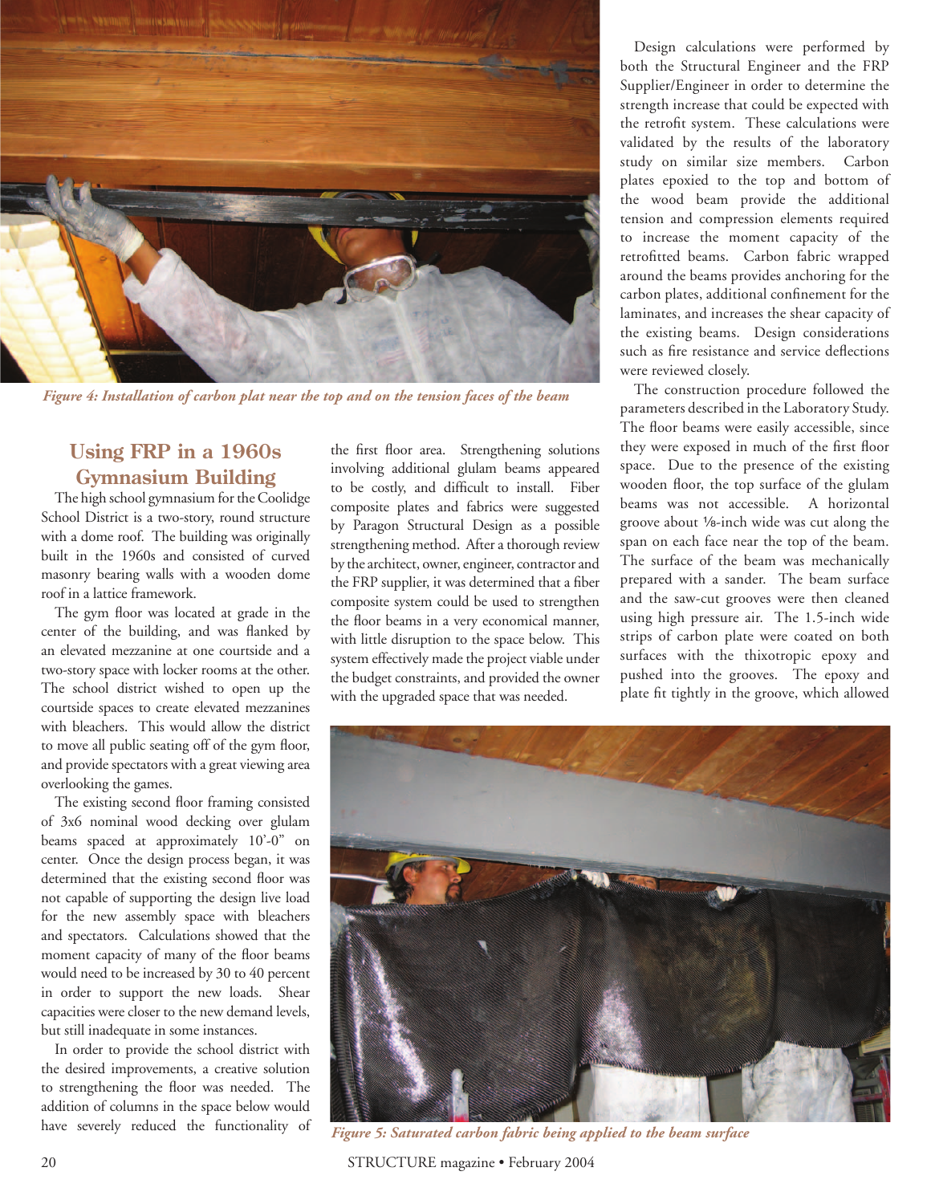*Figure 4: Installation of carbon plat near the top and on the tension faces of the beam*

## Using FRP in a 1960s Gymnasium Building

The high school gymnasium for the Coolidge School District is a two-story, round structure with a dome roof. The building was originally built in the 1960s and consisted of curved masonry bearing walls with a wooden dome roof in a lattice framework.

The gym floor was located at grade in the center of the building, and was flanked by an elevated mezzanine at one courtside and a two-story space with locker rooms at the other. The school district wished to open up the courtside spaces to create elevated mezzanines with bleachers. This would allow the district to move all public seating off of the gym floor, and provide spectators with a great viewing area overlooking the games.

The existing second floor framing consisted of 3x6 nominal wood decking over glulam beams spaced at approximately 10'-0" on center. Once the design process began, it was determined that the existing second floor was not capable of supporting the design live load for the new assembly space with bleachers and spectators. Calculations showed that the moment capacity of many of the floor beams would need to be increased by 30 to 40 percent in order to support the new loads. Shear capacities were closer to the new demand levels, but still inadequate in some instances.

In order to provide the school district with the desired improvements, a creative solution to strengthening the floor was needed. The addition of columns in the space below would have severely reduced the functionality of the first floor area. Strengthening solutions involving additional glulam beams appeared to be costly, and difficult to install. Fiber composite plates and fabrics were suggested by Paragon Structural Design as a possible strengthening method. After a thorough review by the architect, owner, engineer, contractor and the FRP supplier, it was determined that a fiber composite system could be used to strengthen the floor beams in a very economical manner, with little disruption to the space below. This system effectively made the project viable under the budget constraints, and provided the owner with the upgraded space that was needed.

Design calculations were performed by both the Structural Engineer and the FRP Supplier/Engineer in order to determine the strength increase that could be expected with the retrofit system. These calculations were validated by the results of the laboratory study on similar size members. Carbon plates epoxied to the top and bottom of the wood beam provide the additional tension and compression elements required to increase the moment capacity of the retrofitted beams. Carbon fabric wrapped around the beams provides anchoring for the carbon plates, additional confinement for the laminates, and increases the shear capacity of the existing beams. Design considerations such as fire resistance and service deflections were reviewed closely.

The construction procedure followed the parameters described in the Laboratory Study. The floor beams were easily accessible, since they were exposed in much of the first floor space. Due to the presence of the existing wooden floor, the top surface of the glulam beams was not accessible. A horizontal groove about ⅛-inch wide was cut along the span on each face near the top of the beam. The surface of the beam was mechanically prepared with a sander. The beam surface and the saw-cut grooves were then cleaned using high pressure air. The 1.5-inch wide strips of carbon plate were coated on both surfaces with the thixotropic epoxy and pushed into the grooves. The epoxy and plate fit tightly in the groove, which allowed

*Figure 5: Saturated carbon fabric being applied to the beam surface*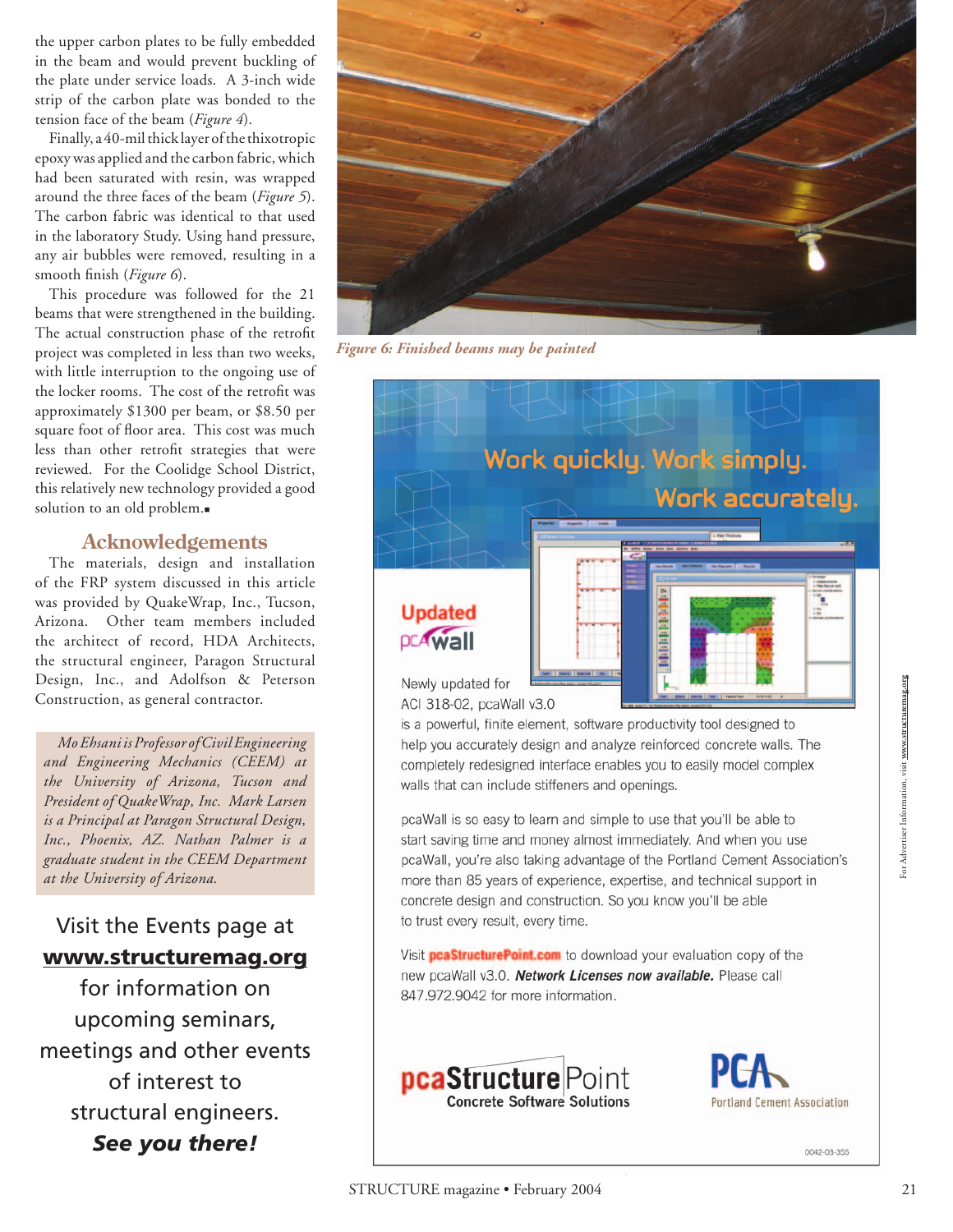the upper carbon plates to be fully embedded in the beam and would prevent buckling of the plate under service loads. A 3-inch wide strip of the carbon plate was bonded to the tension face of the beam (*Figure 4*).

Finally, a 40-mil thick layer of the thixotropic epoxy was applied and the carbon fabric, which had been saturated with resin, was wrapped around the three faces of the beam (*Figure 5*). The carbon fabric was identical to that used in the laboratory Study. Using hand pressure, any air bubbles were removed, resulting in a smooth finish (*Figure 6*).

This procedure was followed for the 21 beams that were strengthened in the building. The actual construction phase of the retrofit project was completed in less than two weeks, with little interruption to the ongoing use of the locker rooms. The cost of the retrofit was approximately $1300 per beam, or $8.50 per square foot of floor area. This cost was much less than other retrofit strategies that were reviewed. For the Coolidge School District, this relatively new technology provided a good solution to an old problem.■

*Figure 6: Finished beams may be painted*

## Acknowledgements

The materials, design and installation of the FRP system discussed in this article was provided by QuakeWrap, Inc., Tucson, Arizona. Other team members included the architect of record, HDA Architects, the structural engineer, Paragon Structural Design, Inc., and Adolfson & Peterson Construction, as general contractor.

*Mo Ehsani is Professor of Civil Engineering and Engineering Mechanics (CEEM) at the University of Arizona, Tucson and President of QuakeWrap, Inc. Mark Larsen is a Principal at Paragon Structural Design, Inc., Phoenix, AZ. Nathan Palmer is a graduate student in the CEEM Department at the University of Arizona.*

Visit the Events page at **www.structuremag.org** for information on upcoming seminars, meetings and other events of interest to structural engineers. ***See you there!***

Work quickly. Work simply. Work accurately.

**Updated pcaWall**

Newly updated for ACI 318-02, pcaWall v3.0 is a powerful, finite element, software productivity tool designed to help you accurately design and analyze reinforced concrete walls. The completely redesigned interface enables you to easily model complex walls that can include stiffeners and openings.

pcaWall is so easy to learn and simple to use that you'll be able to start saving time and money almost immediately. And when you use pcaWall, you're also taking advantage of the Portland Cement Association's more than 85 years of experience, expertise, and technical support in concrete design and construction. So you know you'll be able to trust every result, every time.

Visit **pcaStructurePoint.com** to download your evaluation copy of the new pcaWall v3.0. ***Network Licenses now available.*** Please call 847.972.9042 for more information.

pcaStructurePoint Concrete Software Solutions

PCA Portland Cement Association

0042-03-355

For Advertiser Information, visit www.structuremag.org